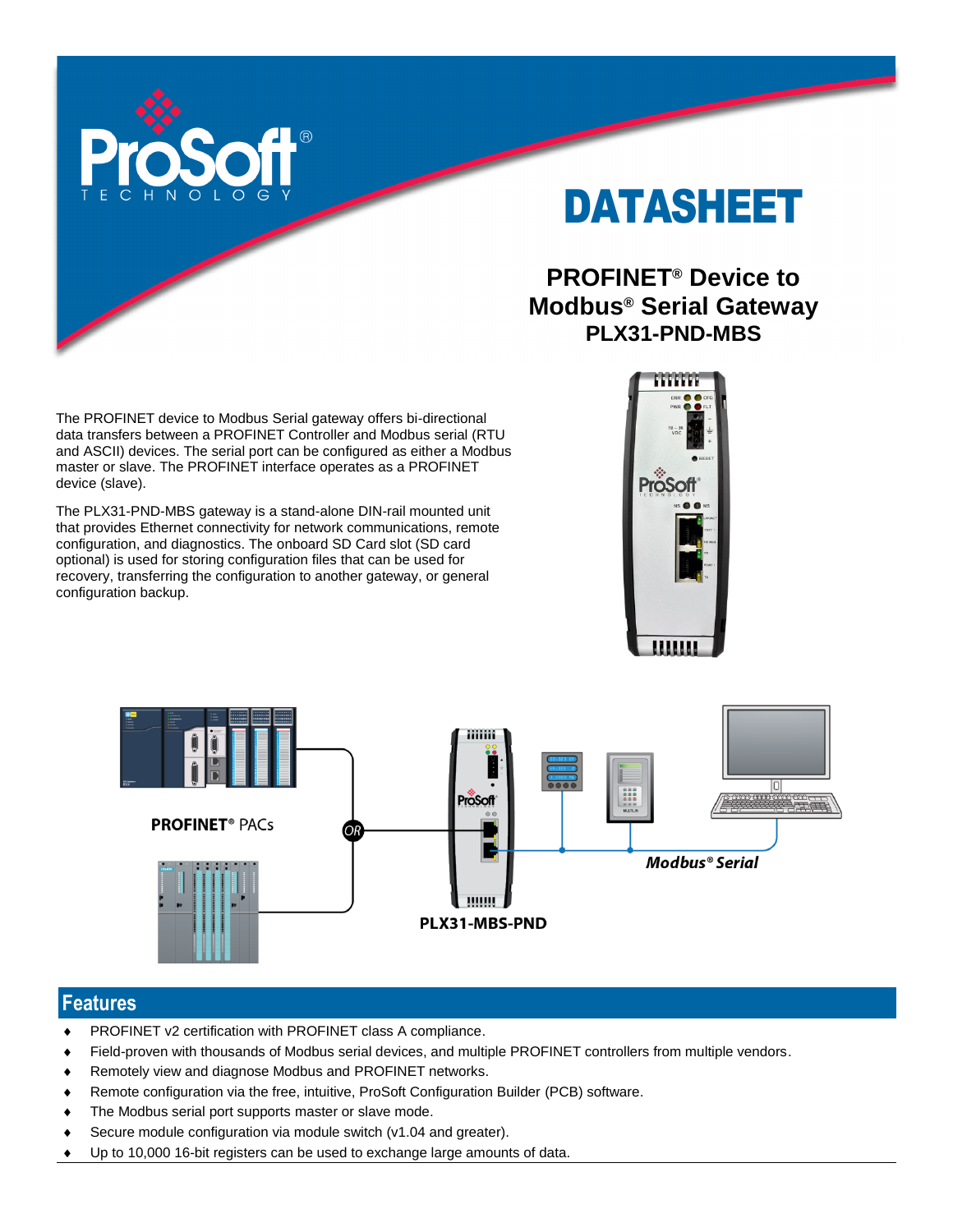# DATASHEET

## PROFINET® Device to Modbus® Serial Gateway

### PLX31-PND-MBS

The PROFINET device to Modbus Serial gateway offers bi-directional data transfers between a PROFINET Controller and Modbus serial (RTU and ASCII) devices. The serial port can be configured as either a Modbus master or slave. The PROFINET interface operates as a PROFINET device (slave).

The PLX31-PND-MBS gateway is a stand-alone DIN-rail mounted unit that provides Ethernet connectivity for network communications, remote configuration, and diagnostics. The onboard SD Card slot (SD card optional) is used for storing configuration files that can be used for recovery, transferring the configuration to another gateway, or general configuration backup.

## Features

- PROFINET v2 certification with PROFINET class A compliance.
- Field-proven with thousands of Modbus serial devices, and multiple PROFINET controllers from multiple vendors.
- Remotely view and diagnose Modbus and PROFINET networks.
- Remote configuration via the free, intuitive, ProSoft Configuration Builder (PCB) software.
- The Modbus serial port supports master or slave mode.
- Secure module configuration via module switch (v1.04 and greater).
- Up to 10,000 16-bit registers can be used to exchange large amounts of data.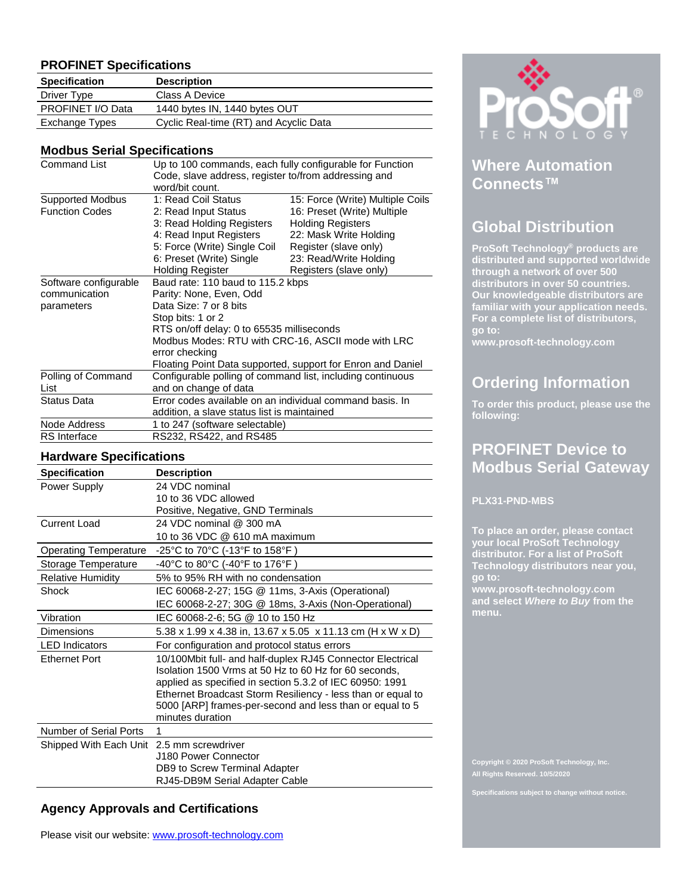## PROFINET Specifications

| Specification | Description |
|---|---|
| Driver Type | Class A Device |
| PROFINET I/O Data | 1440 bytes IN, 1440 bytes OUT |
| Exchange Types | Cyclic Real-time (RT) and Acyclic Data |

## Modbus Serial Specifications

| | | |
|---|---|---|
| Command List | Up to 100 commands, each fully configurable for Function Code, slave address, register to/from addressing and word/bit count. | |
| Supported Modbus Function Codes | 1: Read Coil Status<br>2: Read Input Status<br>3: Read Holding Registers<br>4: Read Input Registers<br>5: Force (Write) Single Coil<br>6: Preset (Write) Single Holding Register | 15: Force (Write) Multiple Coils<br>16: Preset (Write) Multiple Holding Registers<br>22: Mask Write Holding Register (slave only)<br>23: Read/Write Holding Registers (slave only) |
| Software configurable communication parameters | Baud rate: 110 baud to 115.2 kbps<br>Parity: None, Even, Odd<br>Data Size: 7 or 8 bits<br>Stop bits: 1 or 2<br>RTS on/off delay: 0 to 65535 milliseconds<br>Modbus Modes: RTU with CRC-16, ASCII mode with LRC error checking<br>Floating Point Data supported, support for Enron and Daniel | |
| Polling of Command List | Configurable polling of command list, including continuous and on change of data | |
| Status Data | Error codes available on an individual command basis. In addition, a slave status list is maintained | |
| Node Address | 1 to 247 (software selectable) | |
| RS Interface | RS232, RS422, and RS485 | |

## Hardware Specifications

| Specification | Description |
|---|---|
| Power Supply | 24 VDC nominal<br>10 to 36 VDC allowed<br>Positive, Negative, GND Terminals |
| Current Load | 24 VDC nominal @ 300 mA<br>10 to 36 VDC @ 610 mA maximum |
| Operating Temperature | -25°C to 70°C (-13°F to 158°F ) |
| Storage Temperature | -40°C to 80°C (-40°F to 176°F ) |
| Relative Humidity | 5% to 95% RH with no condensation |
| Shock | IEC 60068-2-27; 15G @ 11ms, 3-Axis (Operational)<br>IEC 60068-2-27; 30G @ 18ms, 3-Axis (Non-Operational) |
| Vibration | IEC 60068-2-6; 5G @ 10 to 150 Hz |
| Dimensions | 5.38 x 1.99 x 4.38 in, 13.67 x 5.05 x 11.13 cm (H x W x D) |
| LED Indicators | For configuration and protocol status errors |
| Ethernet Port | 10/100Mbit full- and half-duplex RJ45 Connector Electrical Isolation 1500 Vrms at 50 Hz to 60 Hz for 60 seconds, applied as specified in section 5.3.2 of IEC 60950: 1991 Ethernet Broadcast Storm Resiliency - less than or equal to 5000 [ARP] frames-per-second and less than or equal to 5 minutes duration |
| Number of Serial Ports | 1 |
| Shipped With Each Unit | 2.5 mm screwdriver<br>J180 Power Connector<br>DB9 to Screw Terminal Adapter<br>RJ45-DB9M Serial Adapter Cable |

## Agency Approvals and Certifications

Please visit our website: www.prosoft-technology.com

ProSoft® TECHNOLOGY

## Where Automation Connects™

## Global Distribution

**ProSoft Technology® products are distributed and supported worldwide through a network of over 500 distributors in over 50 countries. Our knowledgeable distributors are familiar with your application needs. For a complete list of distributors, go to: www.prosoft-technology.com**

## Ordering Information

**To order this product, please use the following:**

## PROFINET Device to Modbus Serial Gateway

**PLX31-PND-MBS**

**To place an order, please contact your local ProSoft Technology distributor. For a list of ProSoft Technology distributors near you, go to: www.prosoft-technology.com and select *Where to Buy* from the menu.**

Copyright © 2020 ProSoft Technology, Inc.
All Rights Reserved. 10/5/2020

Specifications subject to change without notice.